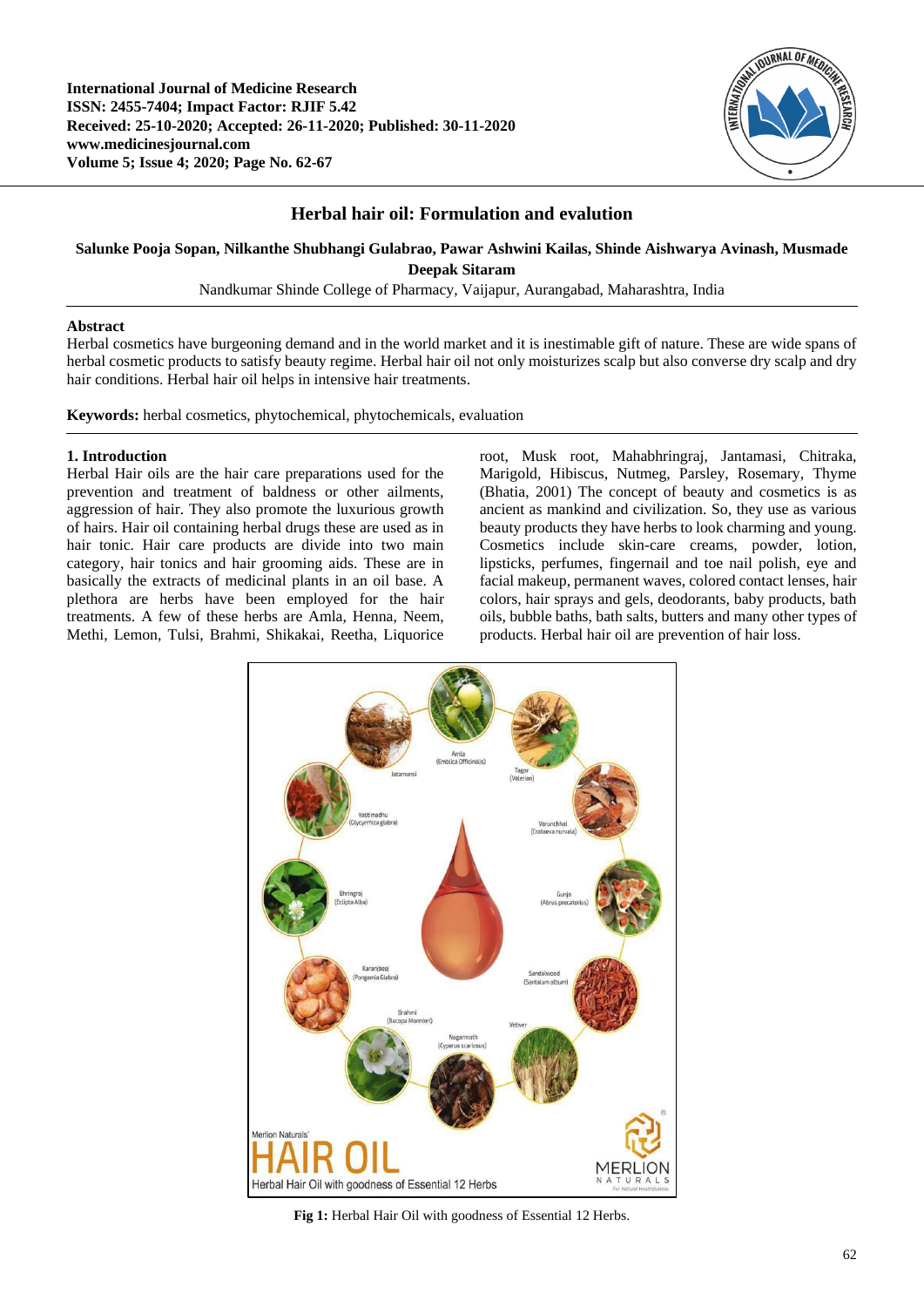International Journal of Medicine Research
ISSN: 2455-7404; Impact Factor: RJIF 5.42
Received: 25-10-2020; Accepted: 26-11-2020; Published: 30-11-2020
www.medicinesjournal.com
Volume 5; Issue 4; 2020; Page No. 62-67

# Herbal hair oil: Formulation and evalution

**Salunke Pooja Sopan, Nilkanthe Shubhangi Gulabrao, Pawar Ashwini Kailas, Shinde Aishwarya Avinash, Musmade Deepak Sitaram**

Nandkumar Shinde College of Pharmacy, Vaijapur, Aurangabad, Maharashtra, India

## Abstract

Herbal cosmetics have burgeoning demand and in the world market and it is inestimable gift of nature. These are wide spans of herbal cosmetic products to satisfy beauty regime. Herbal hair oil not only moisturizes scalp but also converse dry scalp and dry hair conditions. Herbal hair oil helps in intensive hair treatments.

**Keywords:** herbal cosmetics, phytochemical, phytochemicals, evaluation

## 1. Introduction

Herbal Hair oils are the hair care preparations used for the prevention and treatment of baldness or other ailments, aggression of hair. They also promote the luxurious growth of hairs. Hair oil containing herbal drugs these are used as in hair tonic. Hair care products are divide into two main category, hair tonics and hair grooming aids. These are in basically the extracts of medicinal plants in an oil base. A plethora are herbs have been employed for the hair treatments. A few of these herbs are Amla, Henna, Neem, Methi, Lemon, Tulsi, Brahmi, Shikakai, Reetha, Liquorice root, Musk root, Mahabhringraj, Jantamasi, Chitraka, Marigold, Hibiscus, Nutmeg, Parsley, Rosemary, Thyme (Bhatia, 2001) The concept of beauty and cosmetics is as ancient as mankind and civilization. So, they use as various beauty products they have herbs to look charming and young. Cosmetics include skin-care creams, powder, lotion, lipsticks, perfumes, fingernail and toe nail polish, eye and facial makeup, permanent waves, colored contact lenses, hair colors, hair sprays and gels, deodorants, baby products, bath oils, bubble baths, bath salts, butters and many other types of products. Herbal hair oil are prevention of hair loss.

Fig 1: Herbal Hair Oil with goodness of Essential 12 Herbs.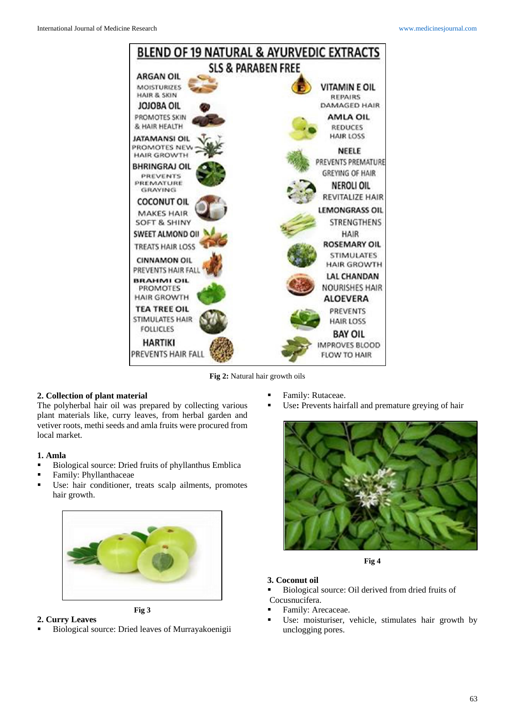Fig 2: Natural hair growth oils

## 2. Collection of plant material

The polyherbal hair oil was prepared by collecting various plant materials like, curry leaves, from herbal garden and vetiver roots, methi seeds and amla fruits were procured from local market.

### 1. Amla

- Biological source: Dried fruits of phyllanthus Emblica
- Family: Phyllanthaceae
- Use: hair conditioner, treats scalp ailments, promotes hair growth.

Fig 3

### 2. Curry Leaves

- Biological source: Dried leaves of Murrayakoenigii
- Family: Rutaceae.
- Use**:** Prevents hairfall and premature greying of hair

Fig 4

### 3. Coconut oil

- Biological source: Oil derived from dried fruits of Cocusnucifera.
- Family: Arecaceae.
- Use: moisturiser, vehicle, stimulates hair growth by unclogging pores.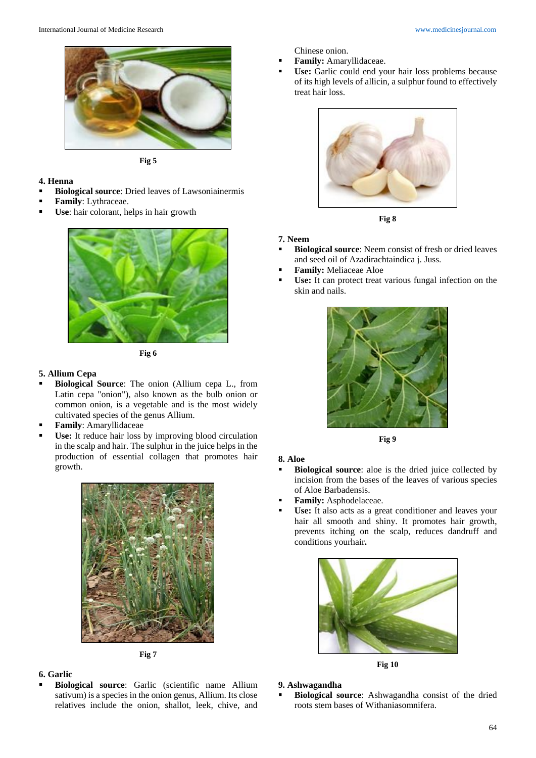Fig 5

### 4. Henna

- **Biological source**: Dried leaves of Lawsoniainermis
- **Family**: Lythraceae.
- **Use**: hair colorant, helps in hair growth

Fig 6

### 5. Allium Cepa

- **Biological Source**: The onion (Allium cepa L., from Latin cepa "onion"), also known as the bulb onion or common onion, is a vegetable and is the most widely cultivated species of the genus Allium.
- **Family**: Amaryllidaceae
- **Use:** It reduce hair loss by improving blood circulation in the scalp and hair. The sulphur in the juice helps in the production of essential collagen that promotes hair growth.

Fig 7

### 6. Garlic

- **Biological source**: Garlic (scientific name Allium sativum) is a species in the onion genus, Allium. Its close relatives include the onion, shallot, leek, chive, and Chinese onion.
- **Family:** Amaryllidaceae.
- **Use:** Garlic could end your hair loss problems because of its high levels of allicin, a sulphur found to effectively treat hair loss.

Fig 8

### 7. Neem

- **Biological source**: Neem consist of fresh or dried leaves and seed oil of Azadirachtaindica j. Juss.
- **Family:** Meliaceae Aloe
- **Use:** It can protect treat various fungal infection on the skin and nails.

Fig 9

### 8. Aloe

- **Biological source**: aloe is the dried juice collected by incision from the bases of the leaves of various species of Aloe Barbadensis.
- **Family:** Asphodelaceae.
- **Use:** It also acts as a great conditioner and leaves your hair all smooth and shiny. It promotes hair growth, prevents itching on the scalp, reduces dandruff and conditions yourhair**.**

Fig 10

### 9. Ashwagandha

- **Biological source**: Ashwagandha consist of the dried roots stem bases of Withaniasomnifera.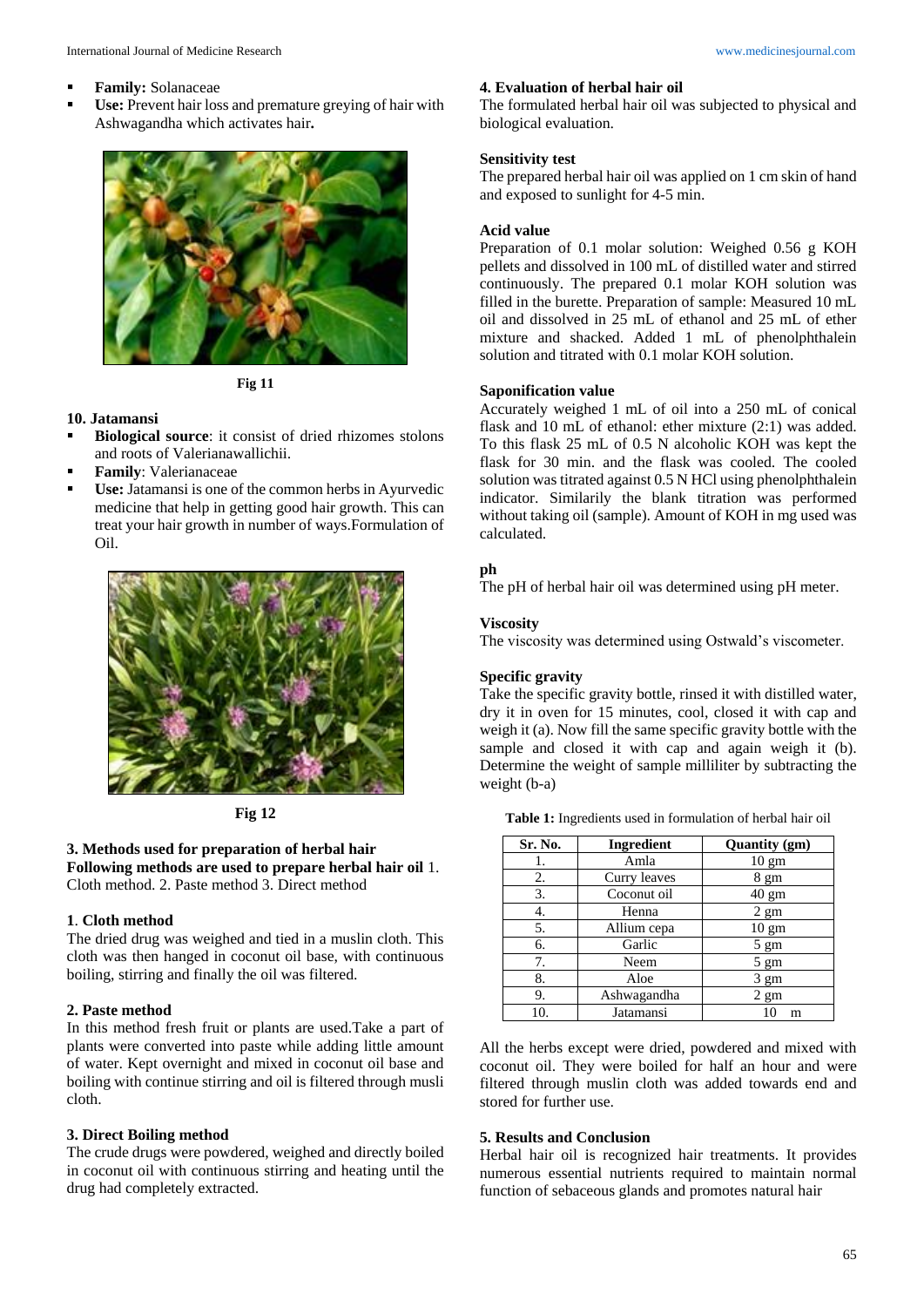- **Family:** Solanaceae
- **Use:** Prevent hair loss and premature greying of hair with Ashwagandha which activates hair**.**

Fig 11

**10. Jatamansi**

- **Biological source**: it consist of dried rhizomes stolons and roots of Valerianawallichii.
- **Family**: Valerianaceae
- **Use:** Jatamansi is one of the common herbs in Ayurvedic medicine that help in getting good hair growth. This can treat your hair growth in number of ways.Formulation of Oil.

Fig 12

**3. Methods used for preparation of herbal hair**

**Following methods are used to prepare herbal hair oil** 1. Cloth method. 2. Paste method 3. Direct method

**1**. **Cloth method**

The dried drug was weighed and tied in a muslin cloth. This cloth was then hanged in coconut oil base, with continuous boiling, stirring and finally the oil was filtered.

**2. Paste method**

In this method fresh fruit or plants are used.Take a part of plants were converted into paste while adding little amount of water. Kept overnight and mixed in coconut oil base and boiling with continue stirring and oil is filtered through musli cloth.

**3. Direct Boiling method**

The crude drugs were powdered, weighed and directly boiled in coconut oil with continuous stirring and heating until the drug had completely extracted.

**4. Evaluation of herbal hair oil**

The formulated herbal hair oil was subjected to physical and biological evaluation.

**Sensitivity test**

The prepared herbal hair oil was applied on 1 cm skin of hand and exposed to sunlight for 4-5 min.

**Acid value**

Preparation of 0.1 molar solution: Weighed 0.56 g KOH pellets and dissolved in 100 mL of distilled water and stirred continuously. The prepared 0.1 molar KOH solution was filled in the burette. Preparation of sample: Measured 10 mL oil and dissolved in 25 mL of ethanol and 25 mL of ether mixture and shacked. Added 1 mL of phenolphthalein solution and titrated with 0.1 molar KOH solution.

**Saponification value**

Accurately weighed 1 mL of oil into a 250 mL of conical flask and 10 mL of ethanol: ether mixture (2:1) was added. To this flask 25 mL of 0.5 N alcoholic KOH was kept the flask for 30 min. and the flask was cooled. The cooled solution was titrated against 0.5 N HCl using phenolphthalein indicator. Similarily the blank titration was performed without taking oil (sample). Amount of KOH in mg used was calculated.

**ph**

The pH of herbal hair oil was determined using pH meter.

**Viscosity**

The viscosity was determined using Ostwald's viscometer.

**Specific gravity**

Take the specific gravity bottle, rinsed it with distilled water, dry it in oven for 15 minutes, cool, closed it with cap and weigh it (a). Now fill the same specific gravity bottle with the sample and closed it with cap and again weigh it (b). Determine the weight of sample milliliter by subtracting the weight (b-a)

**Table 1:** Ingredients used in formulation of herbal hair oil

| Sr. No. | Ingredient | Quantity (gm) |
|---|---|---|
| 1. | Amla | 10 gm |
| 2. | Curry leaves | 8 gm |
| 3. | Coconut oil | 40 gm |
| 4. | Henna | 2 gm |
| 5. | Allium cepa | 10 gm |
| 6. | Garlic | 5 gm |
| 7. | Neem | 5 gm |
| 8. | Aloe | 3 gm |
| 9. | Ashwagandha | 2 gm |
| 10. | Jatamansi | 10 m |

All the herbs except were dried, powdered and mixed with coconut oil. They were boiled for half an hour and were filtered through muslin cloth was added towards end and stored for further use.

**5. Results and Conclusion**

Herbal hair oil is recognized hair treatments. It provides numerous essential nutrients required to maintain normal function of sebaceous glands and promotes natural hair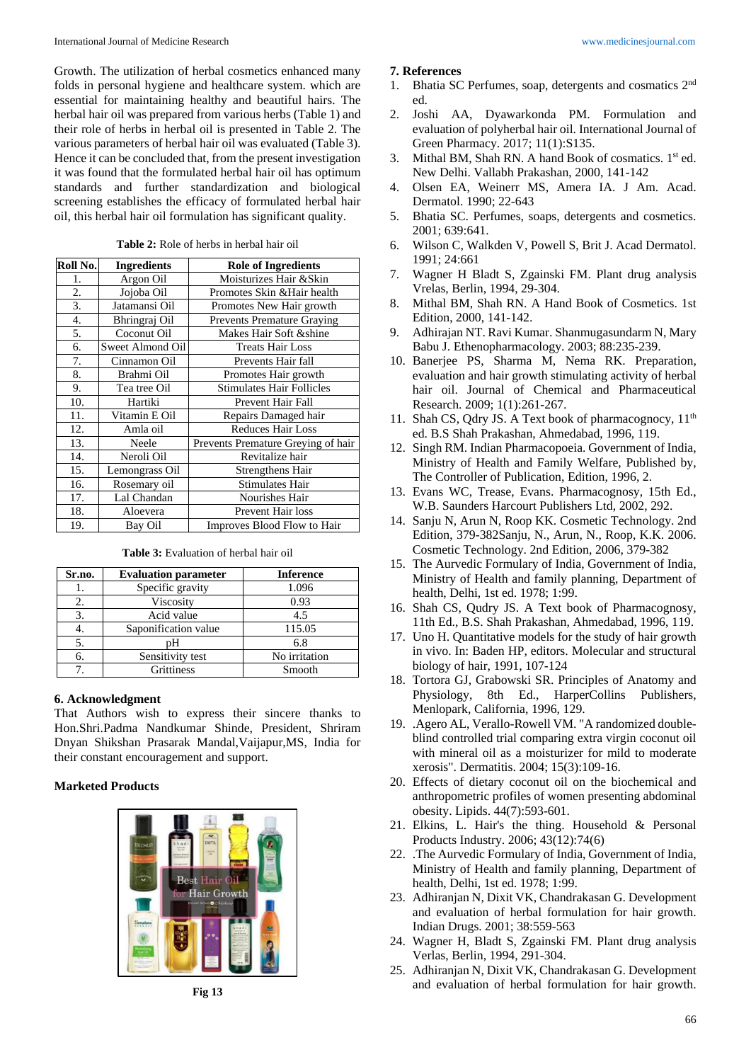Growth. The utilization of herbal cosmetics enhanced many folds in personal hygiene and healthcare system. which are essential for maintaining healthy and beautiful hairs. The herbal hair oil was prepared from various herbs (Table 1) and their role of herbs in herbal oil is presented in Table 2. The various parameters of herbal hair oil was evaluated (Table 3). Hence it can be concluded that, from the present investigation it was found that the formulated herbal hair oil has optimum standards and further standardization and biological screening establishes the efficacy of formulated herbal hair oil, this herbal hair oil formulation has significant quality.

**Table 2:** Role of herbs in herbal hair oil

| Roll No. | Ingredients | Role of Ingredients |
|---|---|---|
| 1. | Argon Oil | Moisturizes Hair &Skin |
| 2. | Jojoba Oil | Promotes Skin &Hair health |
| 3. | Jatamansi Oil | Promotes New Hair growth |
| 4. | Bhringraj Oil | Prevents Premature Graying |
| 5. | Coconut Oil | Makes Hair Soft &shine |
| 6. | Sweet Almond Oil | Treats Hair Loss |
| 7. | Cinnamon Oil | Prevents Hair fall |
| 8. | Brahmi Oil | Promotes Hair growth |
| 9. | Tea tree Oil | Stimulates Hair Follicles |
| 10. | Hartiki | Prevent Hair Fall |
| 11. | Vitamin E Oil | Repairs Damaged hair |
| 12. | Amla oil | Reduces Hair Loss |
| 13. | Neele | Prevents Premature Greying of hair |
| 14. | Neroli Oil | Revitalize hair |
| 15. | Lemongrass Oil | Strengthens Hair |
| 16. | Rosemary oil | Stimulates Hair |
| 17. | Lal Chandan | Nourishes Hair |
| 18. | Aloevera | Prevent Hair loss |
| 19. | Bay Oil | Improves Blood Flow to Hair |

**Table 3:** Evaluation of herbal hair oil

| Sr.no. | Evaluation parameter | Inference |
|---|---|---|
| 1. | Specific gravity | 1.096 |
| 2. | Viscosity | 0.93 |
| 3. | Acid value | 4.5 |
| 4. | Saponification value | 115.05 |
| 5. | pH | 6.8 |
| 6. | Sensitivity test | No irritation |
| 7. | Grittiness | Smooth |

## 6. Acknowledgment

That Authors wish to express their sincere thanks to Hon.Shri.Padma Nandkumar Shinde, President, Shriram Dnyan Shikshan Prasarak Mandal,Vaijapur,MS, India for their constant encouragement and support.

## Marketed Products

Fig 13

## 7. References

1. Bhatia SC Perfumes, soap, detergents and cosmetics 2nd ed.
2. Joshi AA, Dyawarkonda PM. Formulation and evaluation of polyherbal hair oil. International Journal of Green Pharmacy. 2017; 11(1):S135.
3. Mithal BM, Shah RN. A hand Book of cosmetics. 1st ed. New Delhi. Vallabh Prakashan, 2000, 141-142
4. Olsen EA, Weinerr MS, Amera IA. J Am. Acad. Dermatol. 1990; 22-643
5. Bhatia SC. Perfumes, soaps, detergents and cosmetics. 2001; 639:641.
6. Wilson C, Walkden V, Powell S, Brit J. Acad Dermatol. 1991; 24:661
7. Wagner H Bladt S, Zgainski FM. Plant drug analysis Vrelas, Berlin, 1994, 29-304.
8. Mithal BM, Shah RN. A Hand Book of Cosmetics. 1st Edition, 2000, 141-142.
9. Adhirajan NT. Ravi Kumar. Shanmugasundarm N, Mary Babu J. Ethenopharmacology. 2003; 88:235-239.
10. Banerjee PS, Sharma M, Nema RK. Preparation, evaluation and hair growth stimulating activity of herbal hair oil. Journal of Chemical and Pharmaceutical Research. 2009; 1(1):261-267.
11. Shah CS, Qdry JS. A Text book of pharmacognosy, 11th ed. B.S Shah Prakashan, Ahmedabad, 1996, 119.
12. Singh RM. Indian Pharmacopoeia. Government of India, Ministry of Health and Family Welfare, Published by, The Controller of Publication, Edition, 1996, 2.
13. Evans WC, Trease, Evans. Pharmacognosy, 15th Ed., W.B. Saunders Harcourt Publishers Ltd, 2002, 292.
14. Sanju N, Arun N, Roop KK. Cosmetic Technology. 2nd Edition, 379-382Sanju, N., Arun, N., Roop, K.K. 2006. Cosmetic Technology. 2nd Edition, 2006, 379-382
15. The Aurvedic Formulary of India, Government of India, Ministry of Health and family planning, Department of health, Delhi, 1st ed. 1978; 1:99.
16. Shah CS, Qudry JS. A Text book of Pharmacognosy, 11th Ed., B.S. Shah Prakashan, Ahmedabad, 1996, 119.
17. Uno H. Quantitative models for the study of hair growth in vivo. In: Baden HP, editors. Molecular and structural biology of hair, 1991, 107-124
18. Tortora GJ, Grabowski SR. Principles of Anatomy and Physiology, 8th Ed., HarperCollins Publishers, Menlopark, California, 1996, 129.
19. .Agero AL, Verallo-Rowell VM. "A randomized double-blind controlled trial comparing extra virgin coconut oil with mineral oil as a moisturizer for mild to moderate xerosis". Dermatitis. 2004; 15(3):109-16.
20. Effects of dietary coconut oil on the biochemical and anthropometric profiles of women presenting abdominal obesity. Lipids. 44(7):593-601.
21. Elkins, L. Hair's the thing. Household & Personal Products Industry. 2006; 43(12):74(6)
22. .The Aurvedic Formulary of India, Government of India, Ministry of Health and family planning, Department of health, Delhi, 1st ed. 1978; 1:99.
23. Adhiranjan N, Dixit VK, Chandrakasan G. Development and evaluation of herbal formulation for hair growth. Indian Drugs. 2001; 38:559-563
24. Wagner H, Bladt S, Zgainski FM. Plant drug analysis Verlas, Berlin, 1994, 291-304.
25. Adhiranjan N, Dixit VK, Chandrakasan G. Development and evaluation of herbal formulation for hair growth.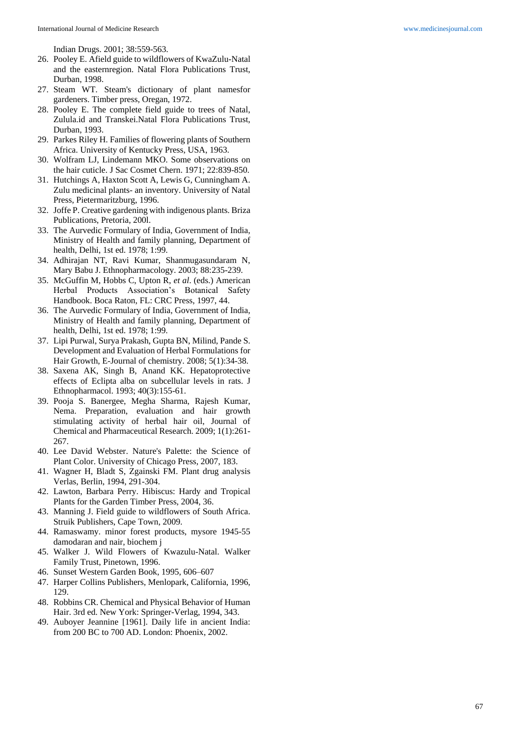Indian Drugs. 2001; 38:559-563.

26. Pooley E. Afield guide to wildflowers of KwaZulu-Natal and the easternregion. Natal Flora Publications Trust, Durban, 1998.
27. Steam WT. Steam's dictionary of plant namesfor gardeners. Timber press, Oregan, 1972.
28. Pooley E. The complete field guide to trees of Natal, Zulula.id and Transkei.Natal Flora Publications Trust, Durban, 1993.
29. Parkes Riley H. Families of flowering plants of Southern Africa. University of Kentucky Press, USA, 1963.
30. Wolfram LJ, Lindemann MKO. Some observations on the hair cuticle. J Sac Cosmet Chern. 1971; 22:839-850.
31. Hutchings A, Haxton Scott A, Lewis G, Cunningham A. Zulu medicinal plants- an inventory. University of Natal Press, Pietermaritzburg, 1996.
32. Joffe P. Creative gardening with indigenous plants. Briza Publications, Pretoria, 200l.
33. The Aurvedic Formulary of India, Government of India, Ministry of Health and family planning, Department of health, Delhi, 1st ed. 1978; 1:99.
34. Adhirajan NT, Ravi Kumar, Shanmugasundaram N, Mary Babu J. Ethnopharmacology. 2003; 88:235-239.
35. McGuffin M, Hobbs C, Upton R, *et al*. (eds.) American Herbal Products Association's Botanical Safety Handbook. Boca Raton, FL: CRC Press, 1997, 44.
36. The Aurvedic Formulary of India, Government of India, Ministry of Health and family planning, Department of health, Delhi, 1st ed. 1978; 1:99.
37. Lipi Purwal, Surya Prakash, Gupta BN, Milind, Pande S. Development and Evaluation of Herbal Formulations for Hair Growth, E-Journal of chemistry. 2008; 5(1):34-38.
38. Saxena AK, Singh B, Anand KK. Hepatoprotective effects of Eclipta alba on subcellular levels in rats. J Ethnopharmacol. 1993; 40(3):155-61.
39. Pooja S. Banergee, Megha Sharma, Rajesh Kumar, Nema. Preparation, evaluation and hair growth stimulating activity of herbal hair oil, Journal of Chemical and Pharmaceutical Research. 2009; 1(1):261-267.
40. Lee David Webster. Nature's Palette: the Science of Plant Color. University of Chicago Press, 2007, 183.
41. Wagner H, Bladt S, Zgainski FM. Plant drug analysis Verlas, Berlin, 1994, 291-304.
42. Lawton, Barbara Perry. Hibiscus: Hardy and Tropical Plants for the Garden Timber Press, 2004, 36.
43. Manning J. Field guide to wildflowers of South Africa. Struik Publishers, Cape Town, 2009.
44. Ramaswamy. minor forest products, mysore 1945-55 damodaran and nair, biochem j
45. Walker J. Wild Flowers of Kwazulu-Natal. Walker Family Trust, Pinetown, 1996.
46. Sunset Western Garden Book, 1995, 606–607
47. Harper Collins Publishers, Menlopark, California, 1996, 129.
48. Robbins CR. Chemical and Physical Behavior of Human Hair. 3rd ed. New York: Springer-Verlag, 1994, 343.
49. Auboyer Jeannine [1961]. Daily life in ancient India: from 200 BC to 700 AD. London: Phoenix, 2002.